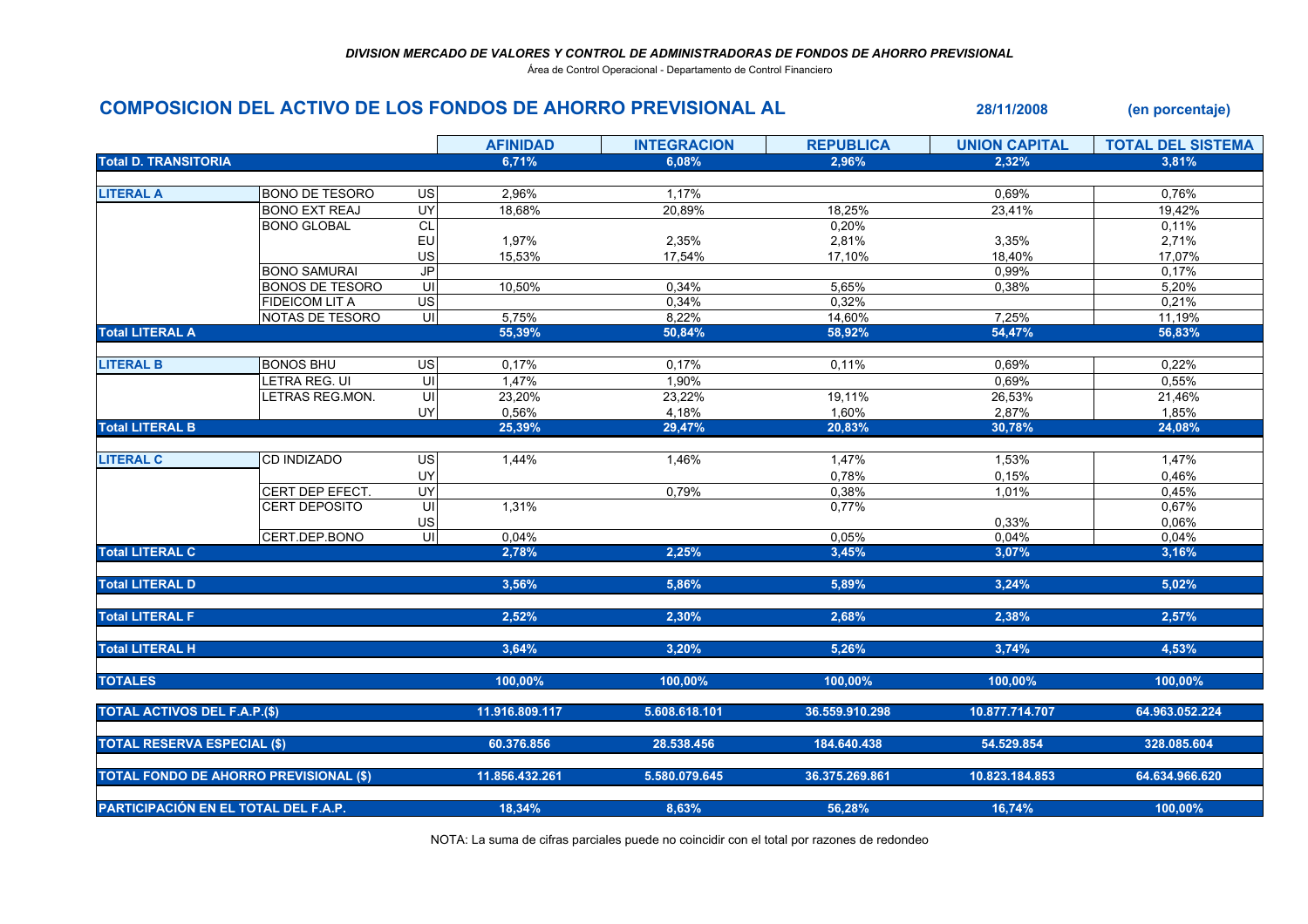*DIVISION MERCADO DE VALORES Y CONTROL DE ADMINISTRADORAS DE FONDOS DE AHORRO PREVISIONAL*

Área de Control Operacional - Departamento de Control Financiero

## COMPOSICION DEL ACTIVO DE LOS FONDOS DE AHORRO PREVISIONAL AL 28/11/2008 (en porcentaje)

| | | | AFINIDAD | INTEGRACION | REPUBLICA | UNION CAPITAL | TOTAL DEL SISTEMA |
|---|---|---|---|---|---|---|---|
| **Total D. TRANSITORIA** | | | 6,71% | 6,08% | 2,96% | 2,32% | 3,81% |
| **LITERAL A** | BONO DE TESORO | US | 2,96% | 1,17% | | 0,69% | 0,76% |
| | BONO EXT REAJ | UY | 18,68% | 20,89% | 18,25% | 23,41% | 19,42% |
| | BONO GLOBAL | CL | | | 0,20% | | 0,11% |
| | | EU | 1,97% | 2,35% | 2,81% | 3,35% | 2,71% |
| | | US | 15,53% | 17,54% | 17,10% | 18,40% | 17,07% |
| | BONO SAMURAI | JP | | | | 0,99% | 0,17% |
| | BONOS DE TESORO | UI | 10,50% | 0,34% | 5,65% | 0,38% | 5,20% |
| | FIDEICOM LIT A | US | | 0,34% | 0,32% | | 0,21% |
| | NOTAS DE TESORO | UI | 5,75% | 8,22% | 14,60% | 7,25% | 11,19% |
| **Total LITERAL A** | | | 55,39% | 50,84% | 58,92% | 54,47% | 56,83% |
| **LITERAL B** | BONOS BHU | US | 0,17% | 0,17% | 0,11% | 0,69% | 0,22% |
| | LETRA REG. UI | UI | 1,47% | 1,90% | | 0,69% | 0,55% |
| | LETRAS REG.MON. | UI | 23,20% | 23,22% | 19,11% | 26,53% | 21,46% |
| | | UY | 0,56% | 4,18% | 1,60% | 2,87% | 1,85% |
| **Total LITERAL B** | | | 25,39% | 29,47% | 20,83% | 30,78% | 24,08% |
| **LITERAL C** | CD INDIZADO | US | 1,44% | 1,46% | 1,47% | 1,53% | 1,47% |
| | | UY | | | 0,78% | 0,15% | 0,46% |
| | CERT DEP EFECT. | UY | | 0,79% | 0,38% | 1,01% | 0,45% |
| | CERT DEPOSITO | UI | 1,31% | | 0,77% | | 0,67% |
| | | US | | | | 0,33% | 0,06% |
| | CERT.DEP.BONO | UI | 0,04% | | 0,05% | 0,04% | 0,04% |
| **Total LITERAL C** | | | 2,78% | 2,25% | 3,45% | 3,07% | 3,16% |
| **Total LITERAL D** | | | 3,56% | 5,86% | 5,89% | 3,24% | 5,02% |
| **Total LITERAL F** | | | 2,52% | 2,30% | 2,68% | 2,38% | 2,57% |
| **Total LITERAL H** | | | 3,64% | 3,20% | 5,26% | 3,74% | 4,53% |
| **TOTALES** | | | 100,00% | 100,00% | 100,00% | 100,00% | 100,00% |
| **TOTAL ACTIVOS DEL F.A.P.($)** | | | 11.916.809.117 | 5.608.618.101 | 36.559.910.298 | 10.877.714.707 | 64.963.052.224 |
| **TOTAL RESERVA ESPECIAL ($)** | | | 60.376.856 | 28.538.456 | 184.640.438 | 54.529.854 | 328.085.604 |
| **TOTAL FONDO DE AHORRO PREVISIONAL ($)** | | | 11.856.432.261 | 5.580.079.645 | 36.375.269.861 | 10.823.184.853 | 64.634.966.620 |
| **PARTICIPACIÓN EN EL TOTAL DEL F.A.P.** | | | 18,34% | 8,63% | 56,28% | 16,74% | 100,00% |

NOTA: La suma de cifras parciales puede no coincidir con el total por razones de redondeo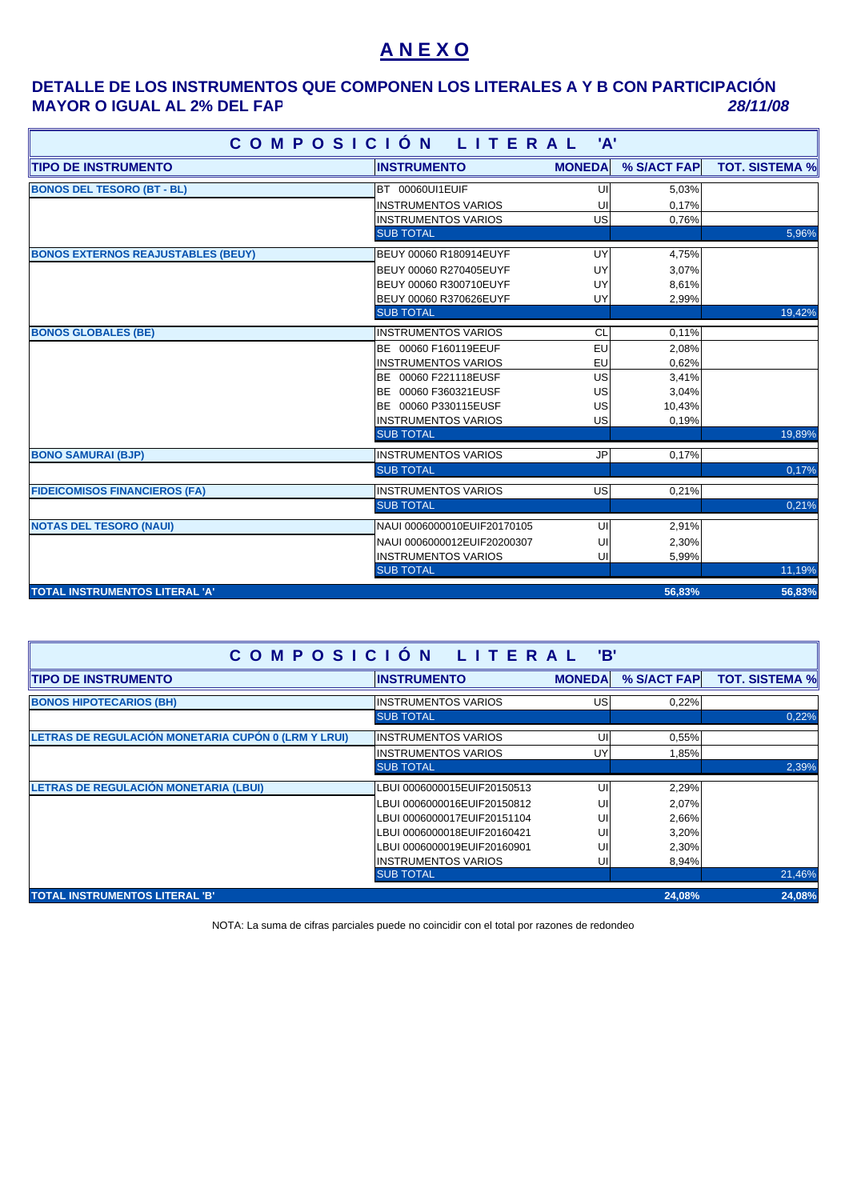# ANEXO

## DETALLE DE LOS INSTRUMENTOS QUE COMPONEN LOS LITERALES A Y B CON PARTICIPACIÓN MAYOR O IGUAL AL 2% DEL FAP

*28/11/08*

### COMPOSICIÓN LITERAL 'A'

| TIPO DE INSTRUMENTO | INSTRUMENTO | MONEDA | % S/ACT FAP | TOT. SISTEMA % |
|---|---|---|---|---|
| BONOS DEL TESORO (BT - BL) | BT 00060UI1EUIF | UI | 5,03% | |
| | INSTRUMENTOS VARIOS | UI | 0,17% | |
| | INSTRUMENTOS VARIOS | US | 0,76% | |
| | SUB TOTAL | | | 5,96% |
| BONOS EXTERNOS REAJUSTABLES (BEUY) | BEUY 00060 R180914EUYF | UY | 4,75% | |
| | BEUY 00060 R270405EUYF | UY | 3,07% | |
| | BEUY 00060 R300710EUYF | UY | 8,61% | |
| | BEUY 00060 R370626EUYF | UY | 2,99% | |
| | SUB TOTAL | | | 19,42% |
| BONOS GLOBALES (BE) | INSTRUMENTOS VARIOS | CL | 0,11% | |
| | BE 00060 F160119EEUF | EU | 2,08% | |
| | INSTRUMENTOS VARIOS | EU | 0,62% | |
| | BE 00060 F221118EUSF | US | 3,41% | |
| | BE 00060 F360321EUSF | US | 3,04% | |
| | BE 00060 P330115EUSF | US | 10,43% | |
| | INSTRUMENTOS VARIOS | US | 0,19% | |
| | SUB TOTAL | | | 19,89% |
| BONO SAMURAI (BJP) | INSTRUMENTOS VARIOS | JP | 0,17% | |
| | SUB TOTAL | | | 0,17% |
| FIDEICOMISOS FINANCIEROS (FA) | INSTRUMENTOS VARIOS | US | 0,21% | |
| | SUB TOTAL | | | 0,21% |
| NOTAS DEL TESORO (NAUI) | NAUI 0006000010EUIF20170105 | UI | 2,91% | |
| | NAUI 0006000012EUIF20200307 | UI | 2,30% | |
| | INSTRUMENTOS VARIOS | UI | 5,99% | |
| | SUB TOTAL | | | 11,19% |
| TOTAL INSTRUMENTOS LITERAL 'A' | | | 56,83% | 56,83% |

### COMPOSICIÓN LITERAL 'B'

| TIPO DE INSTRUMENTO | INSTRUMENTO | MONEDA | % S/ACT FAP | TOT. SISTEMA % |
|---|---|---|---|---|
| BONOS HIPOTECARIOS (BH) | INSTRUMENTOS VARIOS | US | 0,22% | |
| | SUB TOTAL | | | 0,22% |
| LETRAS DE REGULACIÓN MONETARIA CUPÓN 0 (LRM Y LRUI) | INSTRUMENTOS VARIOS | UI | 0,55% | |
| | INSTRUMENTOS VARIOS | UY | 1,85% | |
| | SUB TOTAL | | | 2,39% |
| LETRAS DE REGULACIÓN MONETARIA (LBUI) | LBUI 0006000015EUIF20150513 | UI | 2,29% | |
| | LBUI 0006000016EUIF20150812 | UI | 2,07% | |
| | LBUI 0006000017EUIF20151104 | UI | 2,66% | |
| | LBUI 0006000018EUIF20160421 | UI | 3,20% | |
| | LBUI 0006000019EUIF20160901 | UI | 2,30% | |
| | INSTRUMENTOS VARIOS | UI | 8,94% | |
| | SUB TOTAL | | | 21,46% |
| TOTAL INSTRUMENTOS LITERAL 'B' | | | 24,08% | 24,08% |

NOTA: La suma de cifras parciales puede no coincidir con el total por razones de redondeo